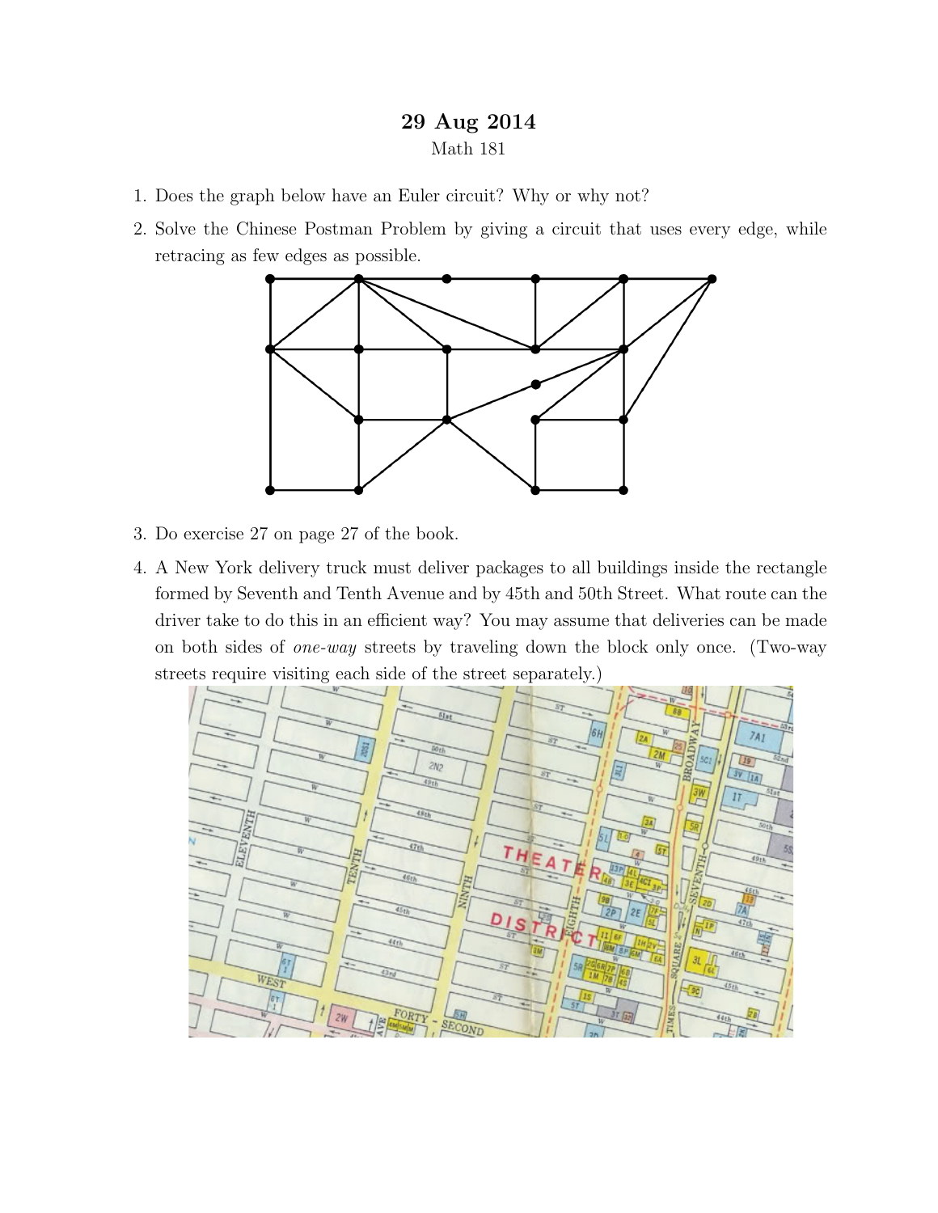# 29 Aug 2014

Math 181

1. Does the graph below have an Euler circuit? Why or why not?
2. Solve the Chinese Postman Problem by giving a circuit that uses every edge, while retracing as few edges as possible.
3. Do exercise 27 on page 27 of the book.
4. A New York delivery truck must deliver packages to all buildings inside the rectangle formed by Seventh and Tenth Avenue and by 45th and 50th Street. What route can the driver take to do this in an efficient way? You may assume that deliveries can be made on both sides of *one-way* streets by traveling down the block only once. (Two-way streets require visiting each side of the street separately.)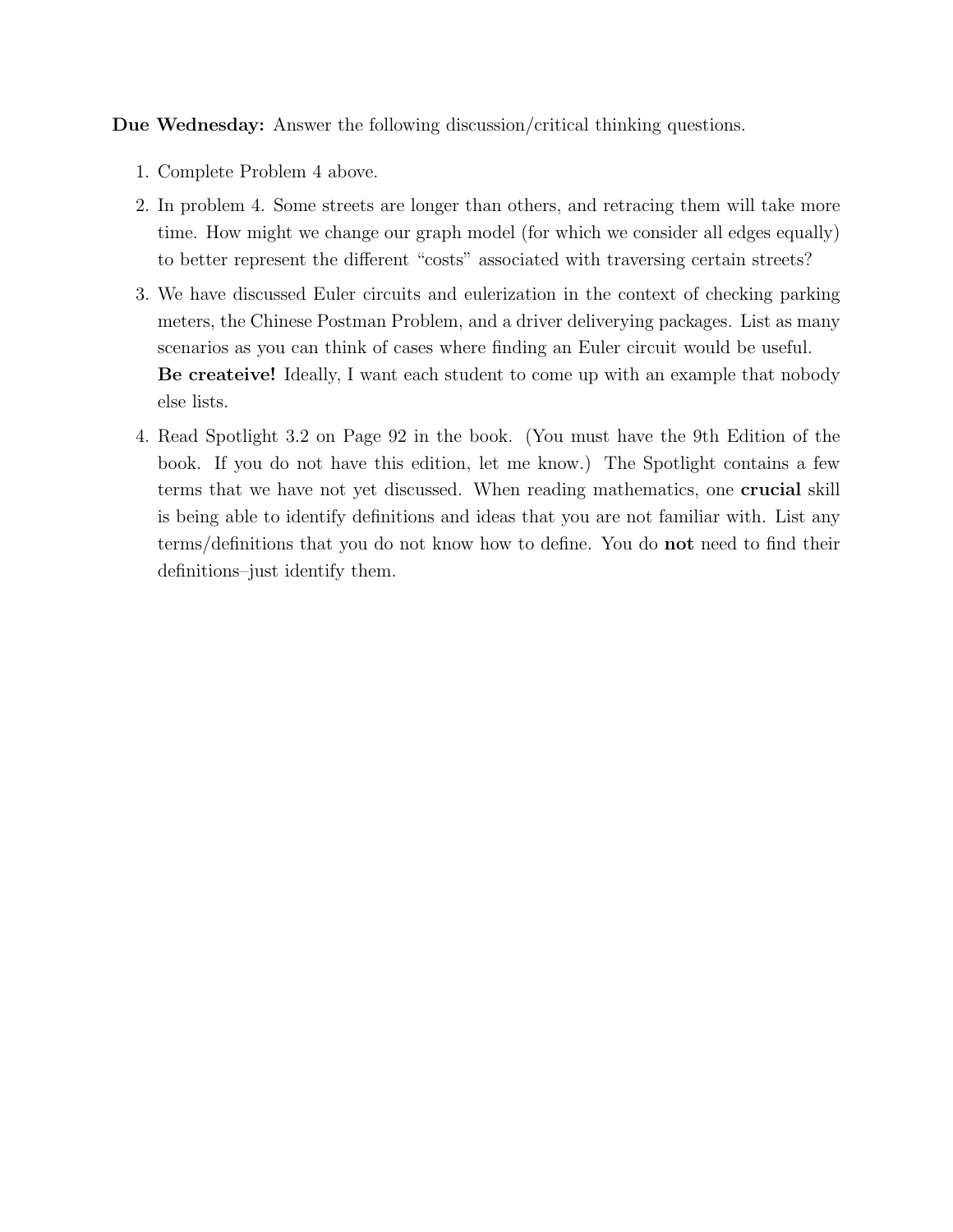**Due Wednesday:** Answer the following discussion/critical thinking questions.

1. Complete Problem 4 above.
2. In problem 4. Some streets are longer than others, and retracing them will take more time. How might we change our graph model (for which we consider all edges equally) to better represent the different "costs" associated with traversing certain streets?
3. We have discussed Euler circuits and eulerization in the context of checking parking meters, the Chinese Postman Problem, and a driver deliverying packages. List as many scenarios as you can think of cases where finding an Euler circuit would be useful. **Be createive!** Ideally, I want each student to come up with an example that nobody else lists.
4. Read Spotlight 3.2 on Page 92 in the book. (You must have the 9th Edition of the book. If you do not have this edition, let me know.) The Spotlight contains a few terms that we have not yet discussed. When reading mathematics, one **crucial** skill is being able to identify definitions and ideas that you are not familiar with. List any terms/definitions that you do not know how to define. You do **not** need to find their definitions–just identify them.